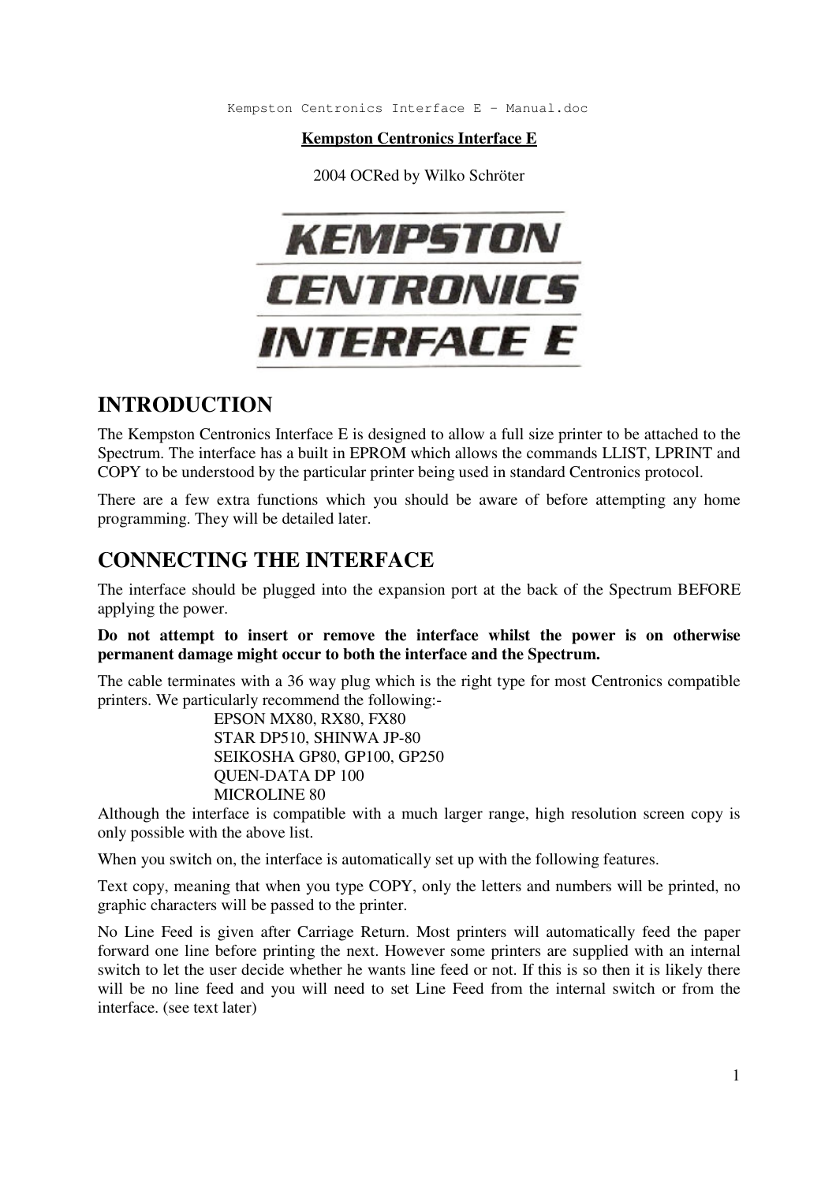**Kempston Centronics Interface E**

2004 OCRed by Wilko Schröter

KEMPSTON CENTRONICS INTERFACE E

## INTRODUCTION

The Kempston Centronics Interface E is designed to allow a full size printer to be attached to the Spectrum. The interface has a built in EPROM which allows the commands LLIST, LPRINT and COPY to be understood by the particular printer being used in standard Centronics protocol.

There are a few extra functions which you should be aware of before attempting any home programming. They will be detailed later.

## CONNECTING THE INTERFACE

The interface should be plugged into the expansion port at the back of the Spectrum BEFORE applying the power.

**Do not attempt to insert or remove the interface whilst the power is on otherwise permanent damage might occur to both the interface and the Spectrum.**

The cable terminates with a 36 way plug which is the right type for most Centronics compatible printers. We particularly recommend the following:-

- EPSON MX80, RX80, FX80
- STAR DP510, SHINWA JP-80
- SEIKOSHA GP80, GP100, GP250
- QUEN-DATA DP 100
- MICROLINE 80

Although the interface is compatible with a much larger range, high resolution screen copy is only possible with the above list.

When you switch on, the interface is automatically set up with the following features.

Text copy, meaning that when you type COPY, only the letters and numbers will be printed, no graphic characters will be passed to the printer.

No Line Feed is given after Carriage Return. Most printers will automatically feed the paper forward one line before printing the next. However some printers are supplied with an internal switch to let the user decide whether he wants line feed or not. If this is so then it is likely there will be no line feed and you will need to set Line Feed from the internal switch or from the interface. (see text later)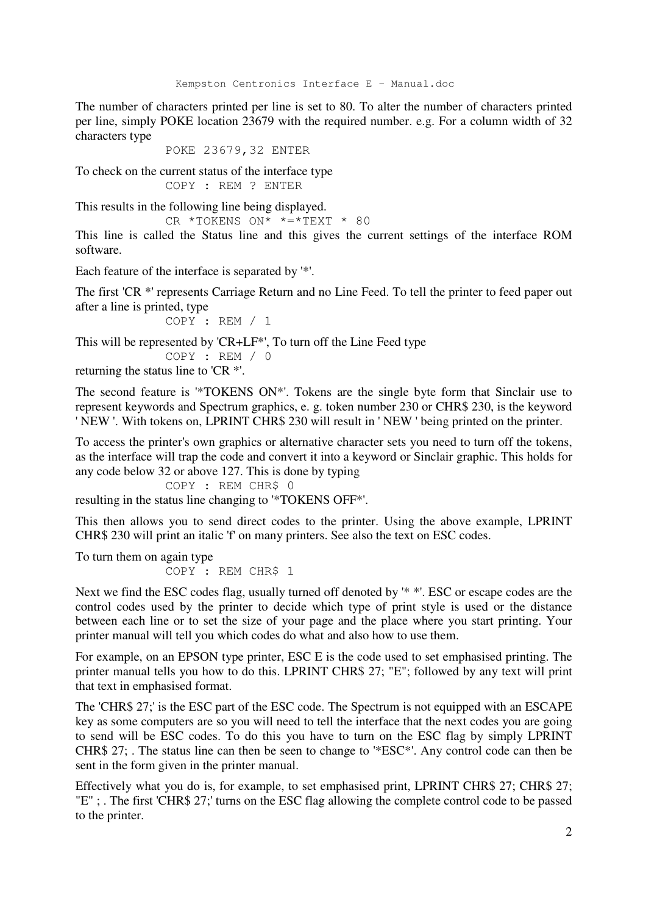The number of characters printed per line is set to 80. To alter the number of characters printed per line, simply POKE location 23679 with the required number. e.g. For a column width of 32 characters type

```
POKE 23679,32 ENTER
```

To check on the current status of the interface type

```
COPY : REM ? ENTER
```

This results in the following line being displayed.

```
CR *TOKENS ON* *=*TEXT * 80
```

This line is called the Status line and this gives the current settings of the interface ROM software.

Each feature of the interface is separated by '*'.

The first 'CR *' represents Carriage Return and no Line Feed. To tell the printer to feed paper out after a line is printed, type

```
COPY : REM / 1
```

This will be represented by 'CR+LF*', To turn off the Line Feed type

```
COPY : REM / 0
```

returning the status line to 'CR *'.

The second feature is '*TOKENS ON*'. Tokens are the single byte form that Sinclair use to represent keywords and Spectrum graphics, e. g. token number 230 or CHR$ 230, is the keyword ' NEW '. With tokens on, LPRINT CHR$ 230 will result in ' NEW ' being printed on the printer.

To access the printer's own graphics or alternative character sets you need to turn off the tokens, as the interface will trap the code and convert it into a keyword or Sinclair graphic. This holds for any code below 32 or above 127. This is done by typing

```
COPY : REM CHR$ 0
```

resulting in the status line changing to '*TOKENS OFF*'.

This then allows you to send direct codes to the printer. Using the above example, LPRINT CHR$ 230 will print an italic 'f' on many printers. See also the text on ESC codes.

To turn them on again type

```
COPY : REM CHR$ 1
```

Next we find the ESC codes flag, usually turned off denoted by '* *'. ESC or escape codes are the control codes used by the printer to decide which type of print style is used or the distance between each line or to set the size of your page and the place where you start printing. Your printer manual will tell you which codes do what and also how to use them.

For example, on an EPSON type printer, ESC E is the code used to set emphasised printing. The printer manual tells you how to do this. LPRINT CHR$ 27; "E"; followed by any text will print that text in emphasised format.

The 'CHR$ 27;' is the ESC part of the ESC code. The Spectrum is not equipped with an ESCAPE key as some computers are so you will need to tell the interface that the next codes you are going to send will be ESC codes. To do this you have to turn on the ESC flag by simply LPRINT CHR$ 27; . The status line can then be seen to change to '*ESC*'. Any control code can then be sent in the form given in the printer manual.

Effectively what you do is, for example, to set emphasised print, LPRINT CHR$ 27; CHR$ 27; "E" ; . The first 'CHR$ 27;' turns on the ESC flag allowing the complete control code to be passed to the printer.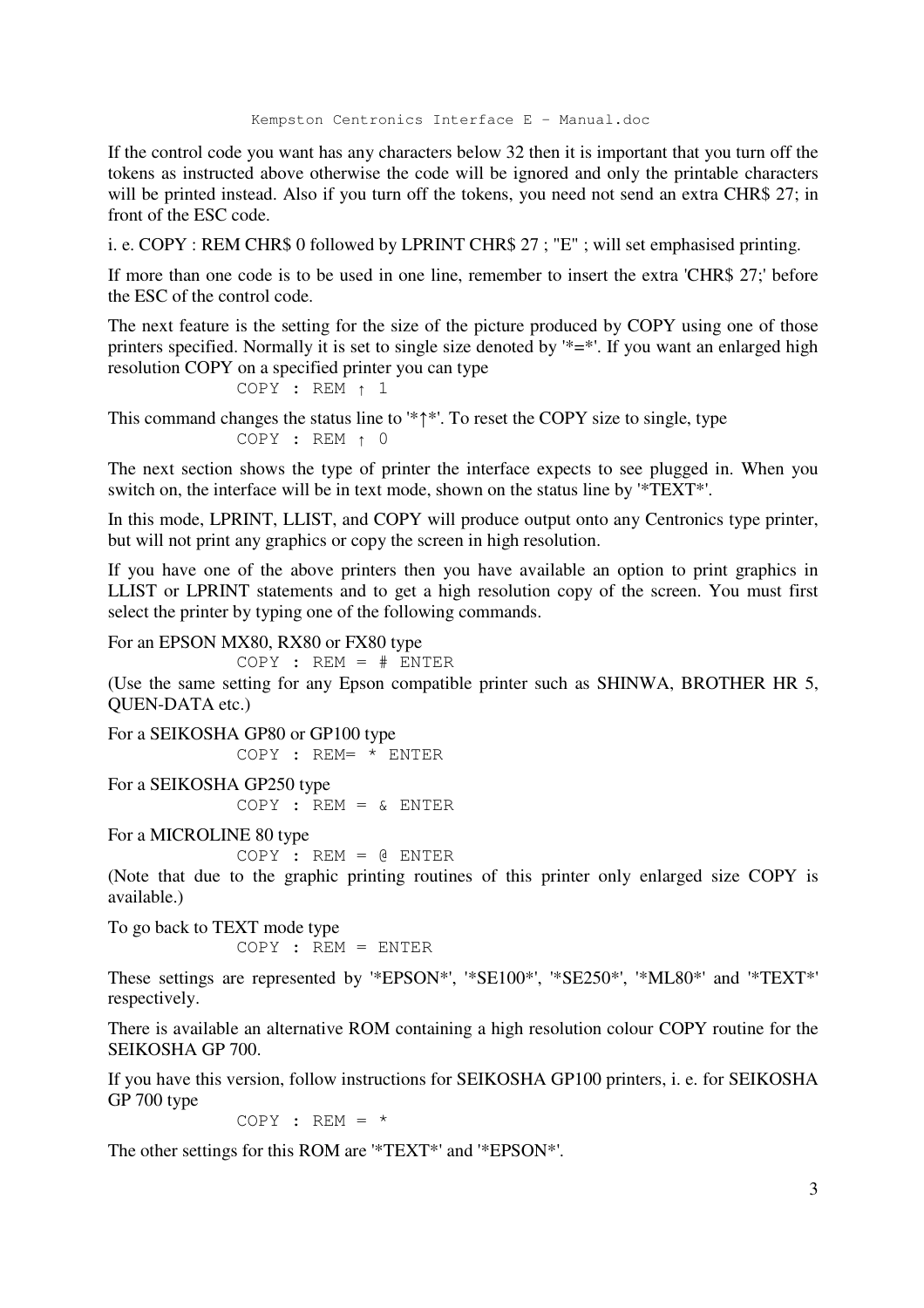If the control code you want has any characters below 32 then it is important that you turn off the tokens as instructed above otherwise the code will be ignored and only the printable characters will be printed instead. Also if you turn off the tokens, you need not send an extra CHR$ 27; in front of the ESC code.

i. e. COPY : REM CHR$ 0 followed by LPRINT CHR$ 27 ; "E" ; will set emphasised printing.

If more than one code is to be used in one line, remember to insert the extra 'CHR$ 27;' before the ESC of the control code.

The next feature is the setting for the size of the picture produced by COPY using one of those printers specified. Normally it is set to single size denoted by '*=*'. If you want an enlarged high resolution COPY on a specified printer you can type

```
COPY : REM ↑ 1
```

This command changes the status line to '*↑*'. To reset the COPY size to single, type

```
COPY : REM ↑ 0
```

The next section shows the type of printer the interface expects to see plugged in. When you switch on, the interface will be in text mode, shown on the status line by '*TEXT*'.

In this mode, LPRINT, LLIST, and COPY will produce output onto any Centronics type printer, but will not print any graphics or copy the screen in high resolution.

If you have one of the above printers then you have available an option to print graphics in LLIST or LPRINT statements and to get a high resolution copy of the screen. You must first select the printer by typing one of the following commands.

For an EPSON MX80, RX80 or FX80 type

```
COPY : REM = # ENTER
```

(Use the same setting for any Epson compatible printer such as SHINWA, BROTHER HR 5, QUEN-DATA etc.)

For a SEIKOSHA GP80 or GP100 type

```
COPY : REM= * ENTER
```

For a SEIKOSHA GP250 type

```
COPY : REM = & ENTER
```

For a MICROLINE 80 type

```
COPY : REM = @ ENTER
```

(Note that due to the graphic printing routines of this printer only enlarged size COPY is available.)

To go back to TEXT mode type

```
COPY : REM = ENTER
```

These settings are represented by '*EPSON*', '*SE100*', '*SE250*', '*ML80*' and '*TEXT*' respectively.

There is available an alternative ROM containing a high resolution colour COPY routine for the SEIKOSHA GP 700.

If you have this version, follow instructions for SEIKOSHA GP100 printers, i. e. for SEIKOSHA GP 700 type

```
COPY : REM = *
```

The other settings for this ROM are '*TEXT*' and '*EPSON*'.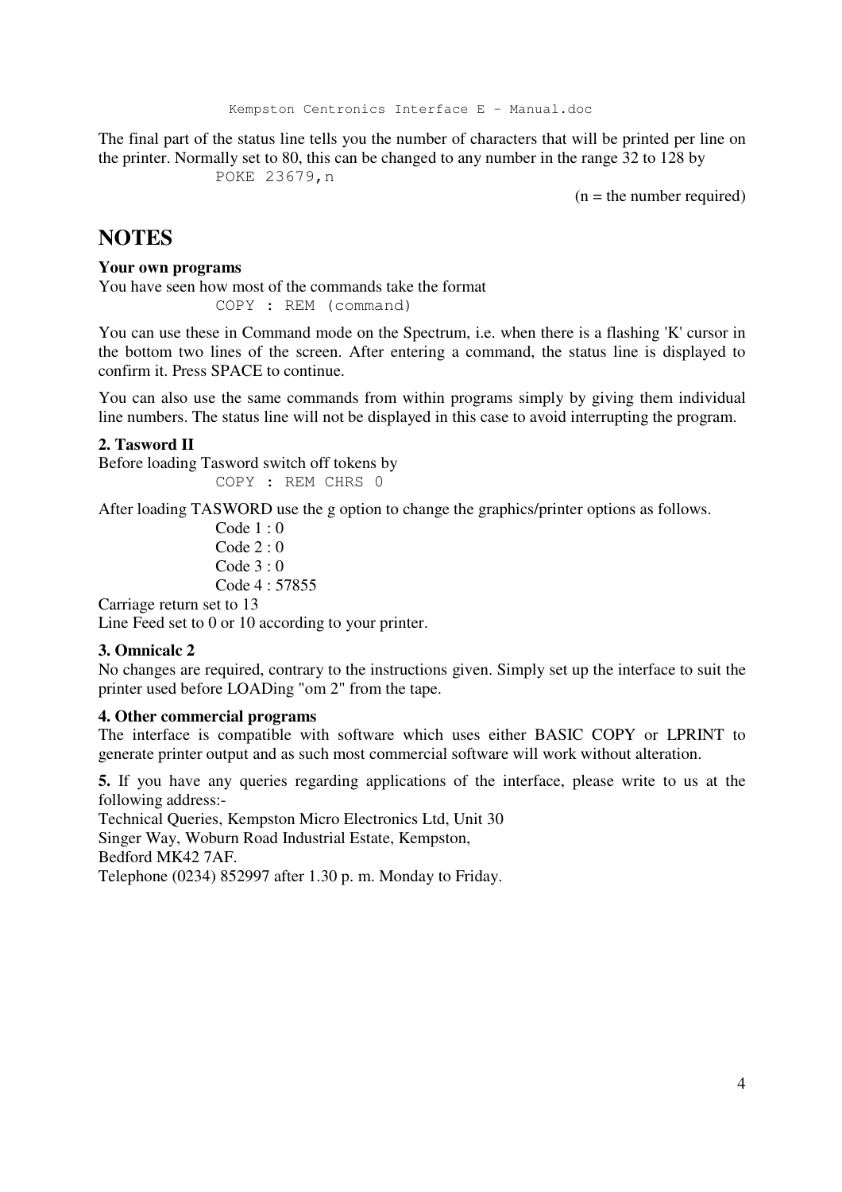The final part of the status line tells you the number of characters that will be printed per line on the printer. Normally set to 80, this can be changed to any number in the range 32 to 128 by

```
POKE 23679,n
```

(n = the number required)

## NOTES

**Your own programs**

You have seen how most of the commands take the format

```
COPY : REM (command)
```

You can use these in Command mode on the Spectrum, i.e. when there is a flashing 'K' cursor in the bottom two lines of the screen. After entering a command, the status line is displayed to confirm it. Press SPACE to continue.

You can also use the same commands from within programs simply by giving them individual line numbers. The status line will not be displayed in this case to avoid interrupting the program.

**2. Tasword II**

Before loading Tasword switch off tokens by

```
COPY : REM CHRS 0
```

After loading TASWORD use the g option to change the graphics/printer options as follows.

Code 1 : 0
Code 2 : 0
Code 3 : 0
Code 4 : 57855

Carriage return set to 13
Line Feed set to 0 or 10 according to your printer.

**3. Omnicalc 2**

No changes are required, contrary to the instructions given. Simply set up the interface to suit the printer used before LOADing "om 2" from the tape.

**4. Other commercial programs**

The interface is compatible with software which uses either BASIC COPY or LPRINT to generate printer output and as such most commercial software will work without alteration.

**5.** If you have any queries regarding applications of the interface, please write to us at the following address:-

Technical Queries, Kempston Micro Electronics Ltd, Unit 30
Singer Way, Woburn Road Industrial Estate, Kempston,
Bedford MK42 7AF.
Telephone (0234) 852997 after 1.30 p. m. Monday to Friday.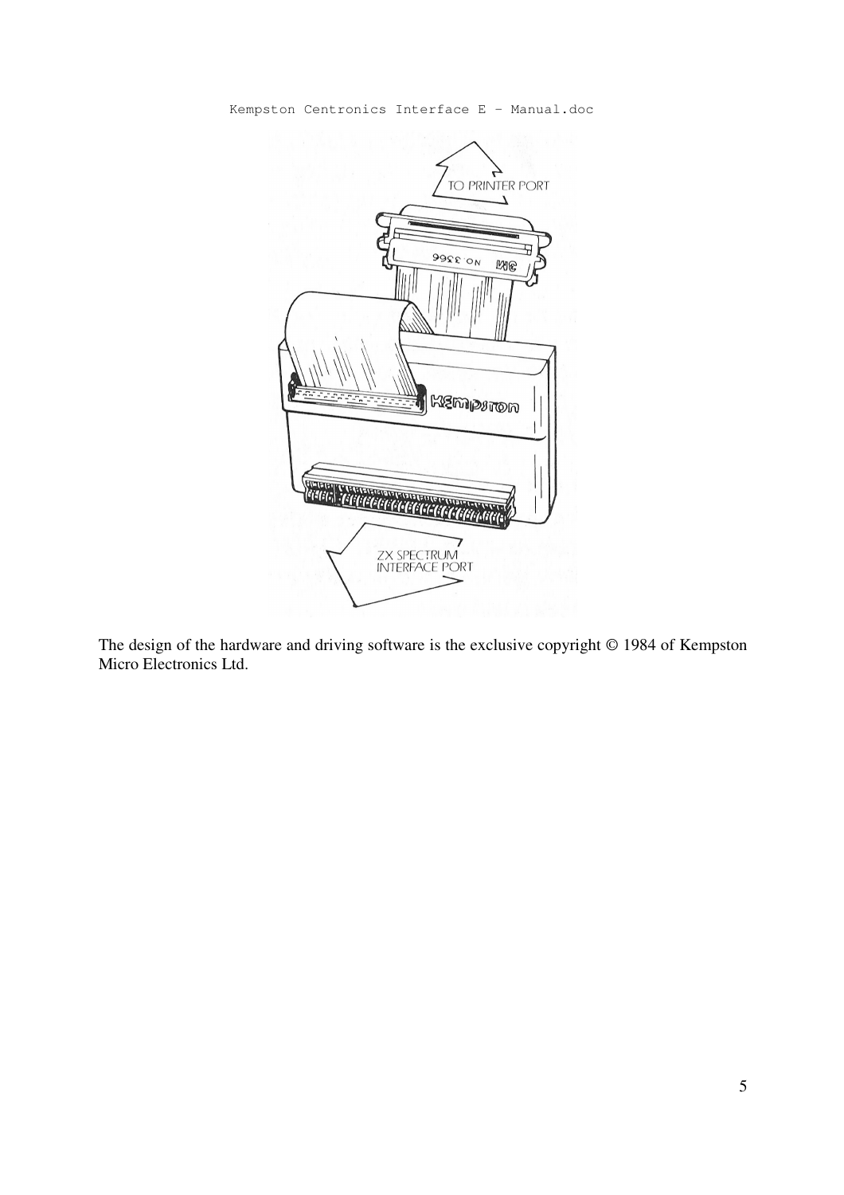TO PRINTER PORT

ZX SPECTRUM
INTERFACE PORT

The design of the hardware and driving software is the exclusive copyright © 1984 of Kempston Micro Electronics Ltd.